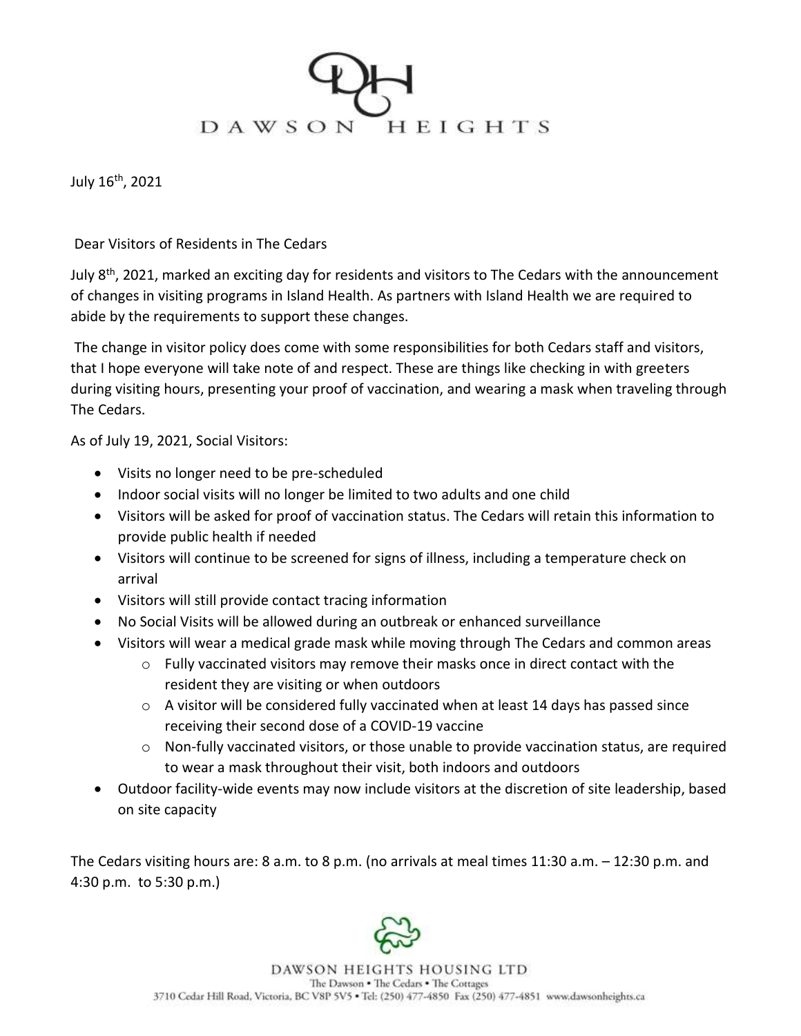# DAWSON HEIGHTS

July 16th, 2021

Dear Visitors of Residents in The Cedars

July 8th, 2021, marked an exciting day for residents and visitors to The Cedars with the announcement of changes in visiting programs in Island Health. As partners with Island Health we are required to abide by the requirements to support these changes.

The change in visitor policy does come with some responsibilities for both Cedars staff and visitors, that I hope everyone will take note of and respect. These are things like checking in with greeters during visiting hours, presenting your proof of vaccination, and wearing a mask when traveling through The Cedars.

As of July 19, 2021, Social Visitors:

- Visits no longer need to be pre-scheduled
- Indoor social visits will no longer be limited to two adults and one child
- Visitors will be asked for proof of vaccination status. The Cedars will retain this information to provide public health if needed
- Visitors will continue to be screened for signs of illness, including a temperature check on arrival
- Visitors will still provide contact tracing information
- No Social Visits will be allowed during an outbreak or enhanced surveillance
- Visitors will wear a medical grade mask while moving through The Cedars and common areas
  - Fully vaccinated visitors may remove their masks once in direct contact with the resident they are visiting or when outdoors
  - A visitor will be considered fully vaccinated when at least 14 days has passed since receiving their second dose of a COVID-19 vaccine
  - Non-fully vaccinated visitors, or those unable to provide vaccination status, are required to wear a mask throughout their visit, both indoors and outdoors
- Outdoor facility-wide events may now include visitors at the discretion of site leadership, based on site capacity

The Cedars visiting hours are: 8 a.m. to 8 p.m. (no arrivals at meal times 11:30 a.m. – 12:30 p.m. and 4:30 p.m. to 5:30 p.m.)

DAWSON HEIGHTS HOUSING LTD
The Dawson • The Cedars • The Cottages
3710 Cedar Hill Road, Victoria, BC V8P 5V5 • Tel: (250) 477-4850 Fax (250) 477-4851 www.dawsonheights.ca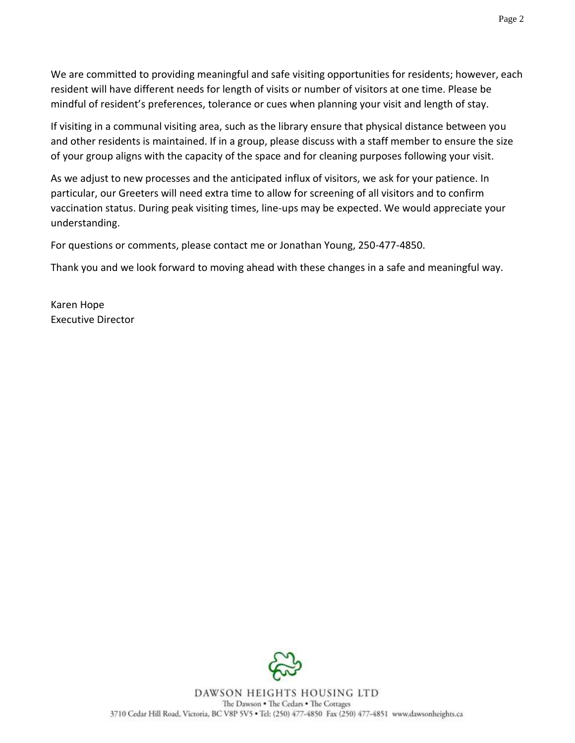We are committed to providing meaningful and safe visiting opportunities for residents; however, each resident will have different needs for length of visits or number of visitors at one time. Please be mindful of resident's preferences, tolerance or cues when planning your visit and length of stay.

If visiting in a communal visiting area, such as the library ensure that physical distance between you and other residents is maintained. If in a group, please discuss with a staff member to ensure the size of your group aligns with the capacity of the space and for cleaning purposes following your visit.

As we adjust to new processes and the anticipated influx of visitors, we ask for your patience. In particular, our Greeters will need extra time to allow for screening of all visitors and to confirm vaccination status. During peak visiting times, line-ups may be expected. We would appreciate your understanding.

For questions or comments, please contact me or Jonathan Young, 250-477-4850.

Thank you and we look forward to moving ahead with these changes in a safe and meaningful way.

Karen Hope
Executive Director

DAWSON HEIGHTS HOUSING LTD
The Dawson • The Cedars • The Cottages
3710 Cedar Hill Road, Victoria, BC V8P 5V5 • Tel: (250) 477-4850 Fax (250) 477-4851 www.dawsonheights.ca